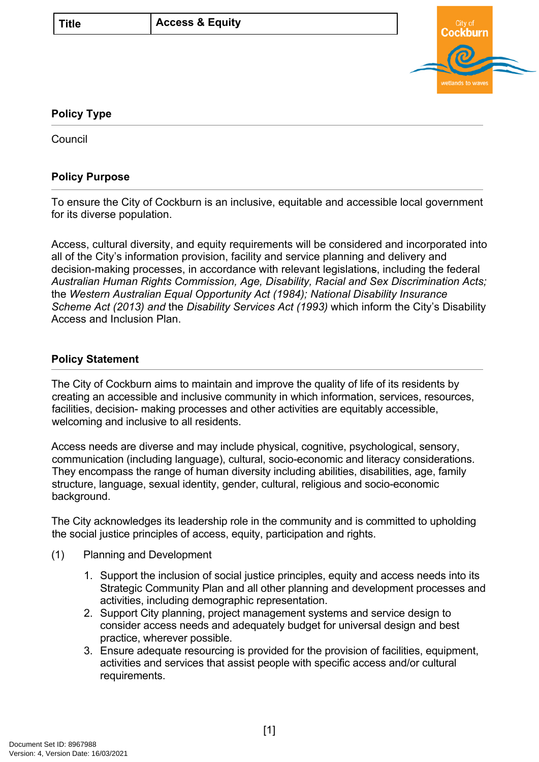| Title | Access & Equity |
| --- | --- |

## Policy Type

Council

## Policy Purpose

To ensure the City of Cockburn is an inclusive, equitable and accessible local government for its diverse population.

Access, cultural diversity, and equity requirements will be considered and incorporated into all of the City's information provision, facility and service planning and delivery and decision-making processes, in accordance with relevant legislations, including the federal *Australian Human Rights Commission, Age, Disability, Racial and Sex Discrimination Acts;* the *Western Australian Equal Opportunity Act (1984); National Disability Insurance Scheme Act (2013) and* the *Disability Services Act (1993)* which inform the City's Disability Access and Inclusion Plan.

## Policy Statement

The City of Cockburn aims to maintain and improve the quality of life of its residents by creating an accessible and inclusive community in which information, services, resources, facilities, decision- making processes and other activities are equitably accessible, welcoming and inclusive to all residents.

Access needs are diverse and may include physical, cognitive, psychological, sensory, communication (including language), cultural, socio-economic and literacy considerations. They encompass the range of human diversity including abilities, disabilities, age, family structure, language, sexual identity, gender, cultural, religious and socio-economic background.

The City acknowledges its leadership role in the community and is committed to upholding the social justice principles of access, equity, participation and rights.

(1) Planning and Development

1. Support the inclusion of social justice principles, equity and access needs into its Strategic Community Plan and all other planning and development processes and activities, including demographic representation.
2. Support City planning, project management systems and service design to consider access needs and adequately budget for universal design and best practice, wherever possible.
3. Ensure adequate resourcing is provided for the provision of facilities, equipment, activities and services that assist people with specific access and/or cultural requirements.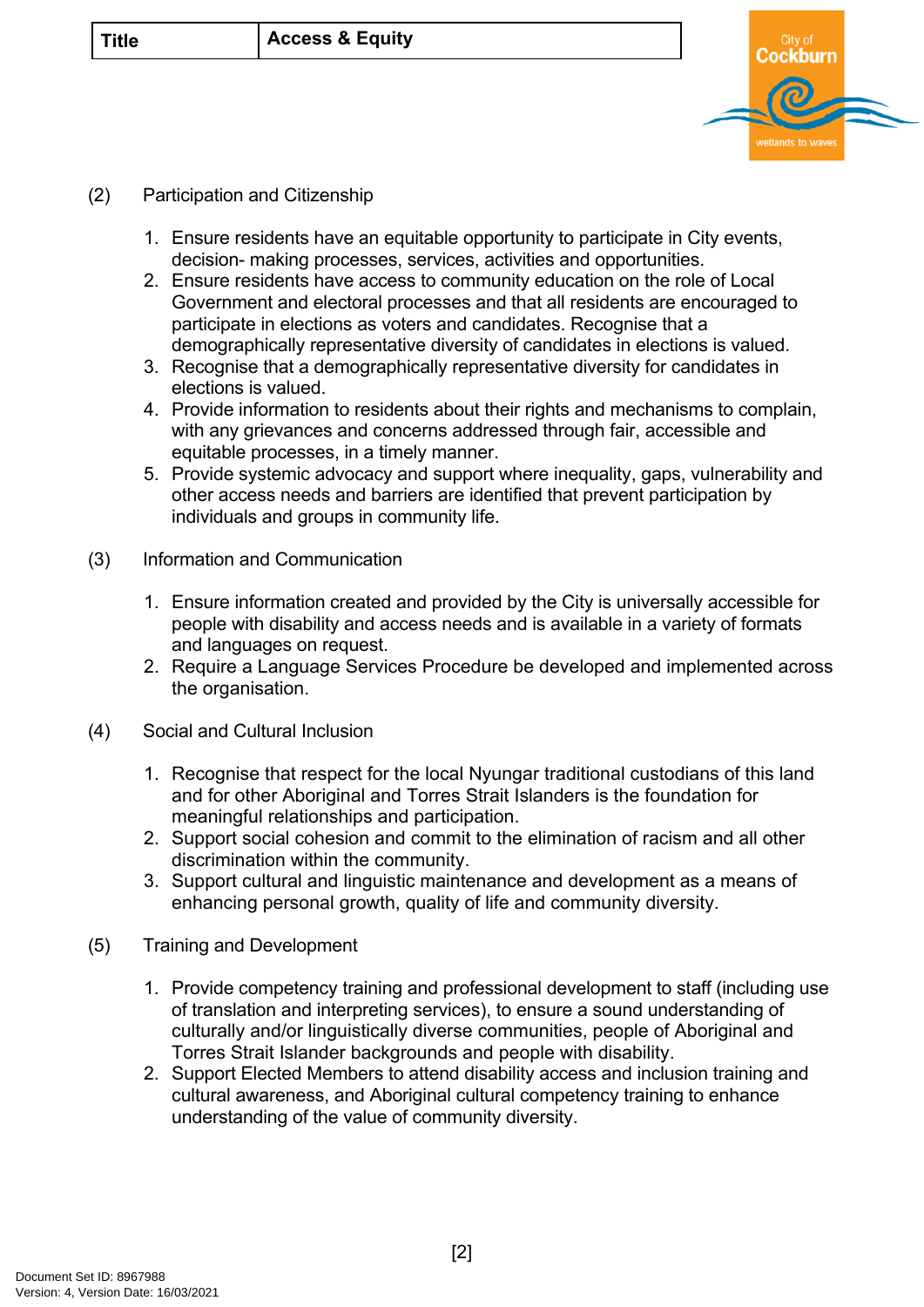(2) Participation and Citizenship

1. Ensure residents have an equitable opportunity to participate in City events, decision- making processes, services, activities and opportunities.
2. Ensure residents have access to community education on the role of Local Government and electoral processes and that all residents are encouraged to participate in elections as voters and candidates. Recognise that a demographically representative diversity of candidates in elections is valued.
3. Recognise that a demographically representative diversity for candidates in elections is valued.
4. Provide information to residents about their rights and mechanisms to complain, with any grievances and concerns addressed through fair, accessible and equitable processes, in a timely manner.
5. Provide systemic advocacy and support where inequality, gaps, vulnerability and other access needs and barriers are identified that prevent participation by individuals and groups in community life.

(3) Information and Communication

1. Ensure information created and provided by the City is universally accessible for people with disability and access needs and is available in a variety of formats and languages on request.
2. Require a Language Services Procedure be developed and implemented across the organisation.

(4) Social and Cultural Inclusion

1. Recognise that respect for the local Nyungar traditional custodians of this land and for other Aboriginal and Torres Strait Islanders is the foundation for meaningful relationships and participation.
2. Support social cohesion and commit to the elimination of racism and all other discrimination within the community.
3. Support cultural and linguistic maintenance and development as a means of enhancing personal growth, quality of life and community diversity.

(5) Training and Development

1. Provide competency training and professional development to staff (including use of translation and interpreting services), to ensure a sound understanding of culturally and/or linguistically diverse communities, people of Aboriginal and Torres Strait Islander backgrounds and people with disability.
2. Support Elected Members to attend disability access and inclusion training and cultural awareness, and Aboriginal cultural competency training to enhance understanding of the value of community diversity.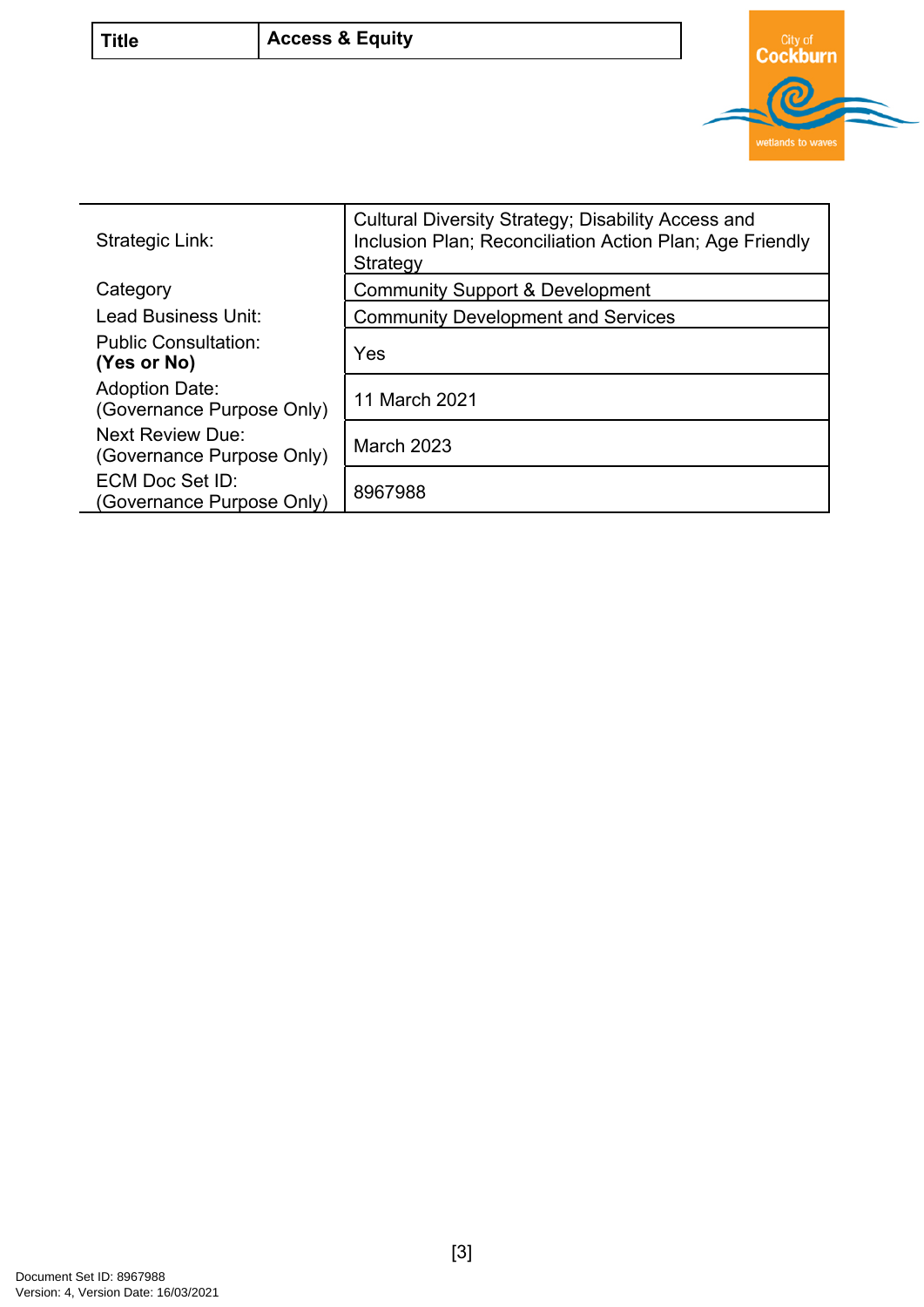| Title | Access & Equity |
|---|---|

| | |
|---|---|
| Strategic Link: | Cultural Diversity Strategy; Disability Access and Inclusion Plan; Reconciliation Action Plan; Age Friendly Strategy |
| Category | Community Support & Development |
| Lead Business Unit: | Community Development and Services |
| Public Consultation: **(Yes or No)** | Yes |
| Adoption Date: (Governance Purpose Only) | 11 March 2021 |
| Next Review Due: (Governance Purpose Only) | March 2023 |
| ECM Doc Set ID: (Governance Purpose Only) | 8967988 |